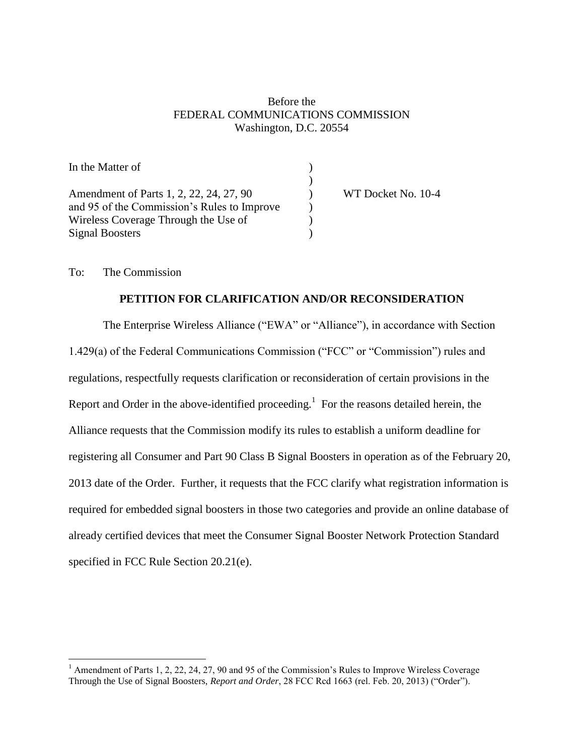Before the
FEDERAL COMMUNICATIONS COMMISSION
Washington, D.C. 20554

| | | |
|---|---|---|
| In the Matter of | ) | |
| | ) | |
| Amendment of Parts 1, 2, 22, 24, 27, 90 and 95 of the Commission's Rules to Improve Wireless Coverage Through the Use of Signal Boosters | ) | WT Docket No. 10-4 |

To: The Commission

**PETITION FOR CLARIFICATION AND/OR RECONSIDERATION**

The Enterprise Wireless Alliance ("EWA" or "Alliance"), in accordance with Section 1.429(a) of the Federal Communications Commission ("FCC" or "Commission") rules and regulations, respectfully requests clarification or reconsideration of certain provisions in the Report and Order in the above-identified proceeding.[1] For the reasons detailed herein, the Alliance requests that the Commission modify its rules to establish a uniform deadline for registering all Consumer and Part 90 Class B Signal Boosters in operation as of the February 20, 2013 date of the Order. Further, it requests that the FCC clarify what registration information is required for embedded signal boosters in those two categories and provide an online database of already certified devices that meet the Consumer Signal Booster Network Protection Standard specified in FCC Rule Section 20.21(e).

---

[1] Amendment of Parts 1, 2, 22, 24, 27, 90 and 95 of the Commission's Rules to Improve Wireless Coverage Through the Use of Signal Boosters, *Report and Order*, 28 FCC Rcd 1663 (rel. Feb. 20, 2013) ("Order").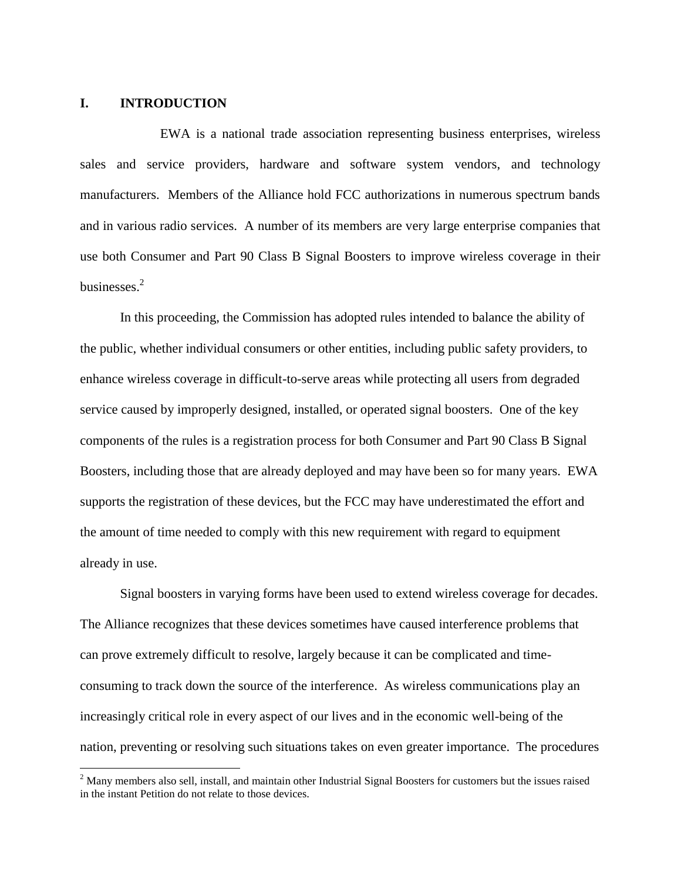## I. INTRODUCTION

EWA is a national trade association representing business enterprises, wireless sales and service providers, hardware and software system vendors, and technology manufacturers. Members of the Alliance hold FCC authorizations in numerous spectrum bands and in various radio services. A number of its members are very large enterprise companies that use both Consumer and Part 90 Class B Signal Boosters to improve wireless coverage in their businesses.[2]

In this proceeding, the Commission has adopted rules intended to balance the ability of the public, whether individual consumers or other entities, including public safety providers, to enhance wireless coverage in difficult-to-serve areas while protecting all users from degraded service caused by improperly designed, installed, or operated signal boosters. One of the key components of the rules is a registration process for both Consumer and Part 90 Class B Signal Boosters, including those that are already deployed and may have been so for many years. EWA supports the registration of these devices, but the FCC may have underestimated the effort and the amount of time needed to comply with this new requirement with regard to equipment already in use.

Signal boosters in varying forms have been used to extend wireless coverage for decades. The Alliance recognizes that these devices sometimes have caused interference problems that can prove extremely difficult to resolve, largely because it can be complicated and time-consuming to track down the source of the interference. As wireless communications play an increasingly critical role in every aspect of our lives and in the economic well-being of the nation, preventing or resolving such situations takes on even greater importance. The procedures

[2] Many members also sell, install, and maintain other Industrial Signal Boosters for customers but the issues raised in the instant Petition do not relate to those devices.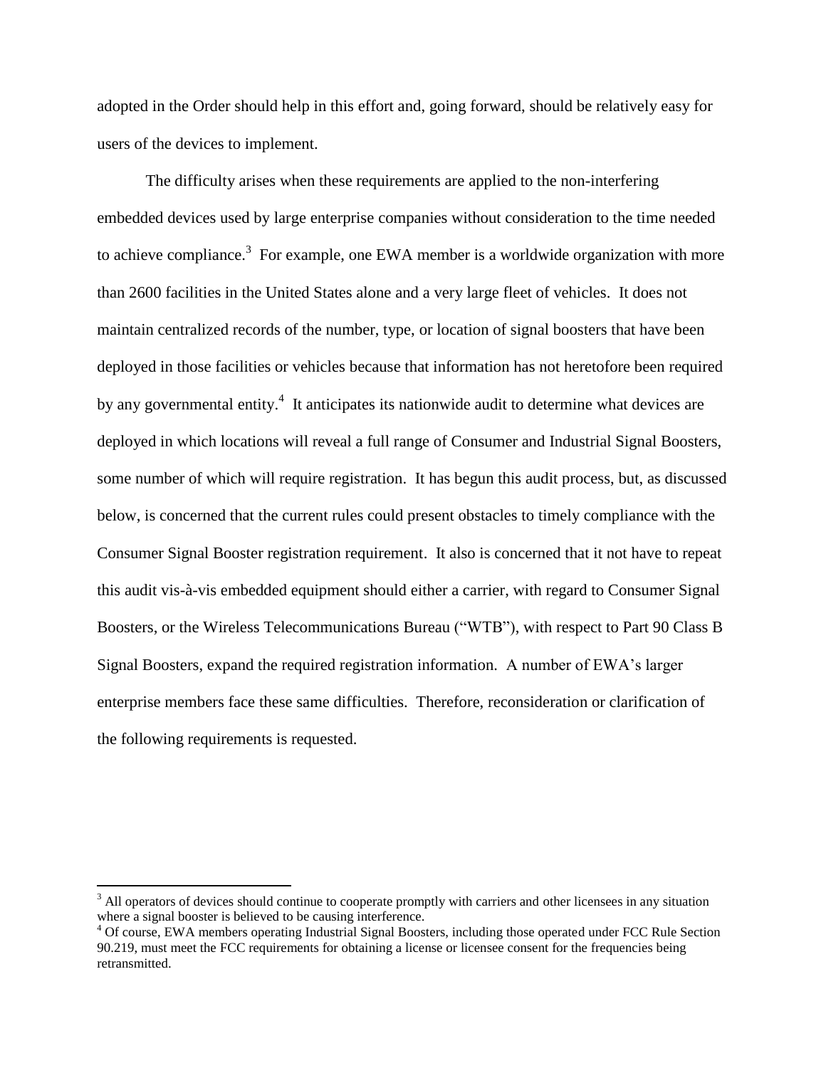adopted in the Order should help in this effort and, going forward, should be relatively easy for users of the devices to implement.

The difficulty arises when these requirements are applied to the non-interfering embedded devices used by large enterprise companies without consideration to the time needed to achieve compliance.[3] For example, one EWA member is a worldwide organization with more than 2600 facilities in the United States alone and a very large fleet of vehicles. It does not maintain centralized records of the number, type, or location of signal boosters that have been deployed in those facilities or vehicles because that information has not heretofore been required by any governmental entity.[4] It anticipates its nationwide audit to determine what devices are deployed in which locations will reveal a full range of Consumer and Industrial Signal Boosters, some number of which will require registration. It has begun this audit process, but, as discussed below, is concerned that the current rules could present obstacles to timely compliance with the Consumer Signal Booster registration requirement. It also is concerned that it not have to repeat this audit vis-à-vis embedded equipment should either a carrier, with regard to Consumer Signal Boosters, or the Wireless Telecommunications Bureau ("WTB"), with respect to Part 90 Class B Signal Boosters, expand the required registration information. A number of EWA's larger enterprise members face these same difficulties. Therefore, reconsideration or clarification of the following requirements is requested.

---

[3] All operators of devices should continue to cooperate promptly with carriers and other licensees in any situation where a signal booster is believed to be causing interference.

[4] Of course, EWA members operating Industrial Signal Boosters, including those operated under FCC Rule Section 90.219, must meet the FCC requirements for obtaining a license or licensee consent for the frequencies being retransmitted.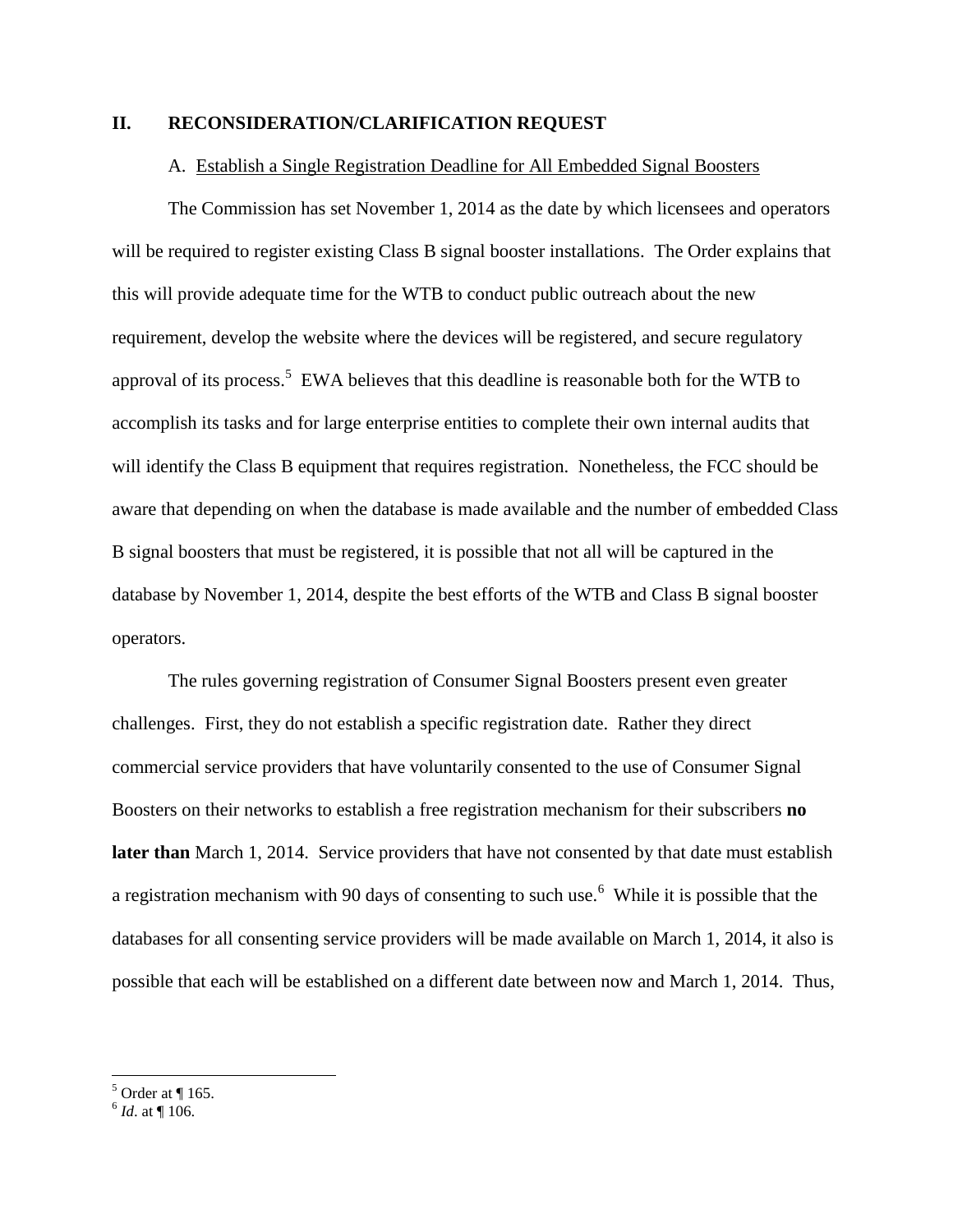## II. RECONSIDERATION/CLARIFICATION REQUEST

### A. Establish a Single Registration Deadline for All Embedded Signal Boosters

The Commission has set November 1, 2014 as the date by which licensees and operators will be required to register existing Class B signal booster installations. The Order explains that this will provide adequate time for the WTB to conduct public outreach about the new requirement, develop the website where the devices will be registered, and secure regulatory approval of its process.[5] EWA believes that this deadline is reasonable both for the WTB to accomplish its tasks and for large enterprise entities to complete their own internal audits that will identify the Class B equipment that requires registration. Nonetheless, the FCC should be aware that depending on when the database is made available and the number of embedded Class B signal boosters that must be registered, it is possible that not all will be captured in the database by November 1, 2014, despite the best efforts of the WTB and Class B signal booster operators.

The rules governing registration of Consumer Signal Boosters present even greater challenges. First, they do not establish a specific registration date. Rather they direct commercial service providers that have voluntarily consented to the use of Consumer Signal Boosters on their networks to establish a free registration mechanism for their subscribers **no later than** March 1, 2014. Service providers that have not consented by that date must establish a registration mechanism with 90 days of consenting to such use.[6] While it is possible that the databases for all consenting service providers will be made available on March 1, 2014, it also is possible that each will be established on a different date between now and March 1, 2014. Thus,

---

[5] Order at ¶ 165.

[6] *Id*. at ¶ 106.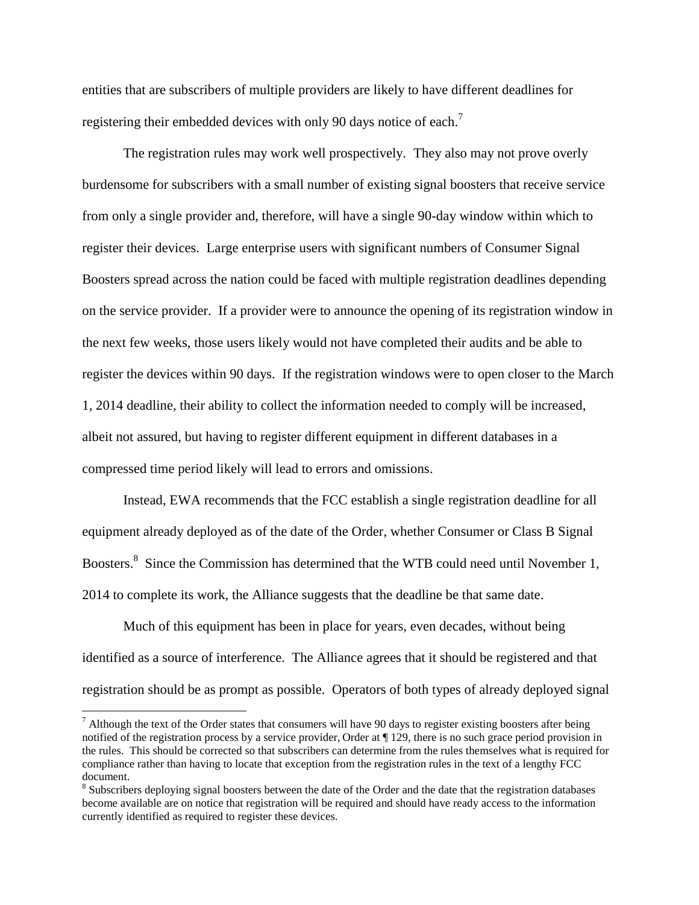entities that are subscribers of multiple providers are likely to have different deadlines for registering their embedded devices with only 90 days notice of each.[7]

The registration rules may work well prospectively. They also may not prove overly burdensome for subscribers with a small number of existing signal boosters that receive service from only a single provider and, therefore, will have a single 90-day window within which to register their devices. Large enterprise users with significant numbers of Consumer Signal Boosters spread across the nation could be faced with multiple registration deadlines depending on the service provider. If a provider were to announce the opening of its registration window in the next few weeks, those users likely would not have completed their audits and be able to register the devices within 90 days. If the registration windows were to open closer to the March 1, 2014 deadline, their ability to collect the information needed to comply will be increased, albeit not assured, but having to register different equipment in different databases in a compressed time period likely will lead to errors and omissions.

Instead, EWA recommends that the FCC establish a single registration deadline for all equipment already deployed as of the date of the Order, whether Consumer or Class B Signal Boosters.[8] Since the Commission has determined that the WTB could need until November 1, 2014 to complete its work, the Alliance suggests that the deadline be that same date.

Much of this equipment has been in place for years, even decades, without being identified as a source of interference. The Alliance agrees that it should be registered and that registration should be as prompt as possible. Operators of both types of already deployed signal

---

[7] Although the text of the Order states that consumers will have 90 days to register existing boosters after being notified of the registration process by a service provider, Order at ¶ 129, there is no such grace period provision in the rules. This should be corrected so that subscribers can determine from the rules themselves what is required for compliance rather than having to locate that exception from the registration rules in the text of a lengthy FCC document.

[8] Subscribers deploying signal boosters between the date of the Order and the date that the registration databases become available are on notice that registration will be required and should have ready access to the information currently identified as required to register these devices.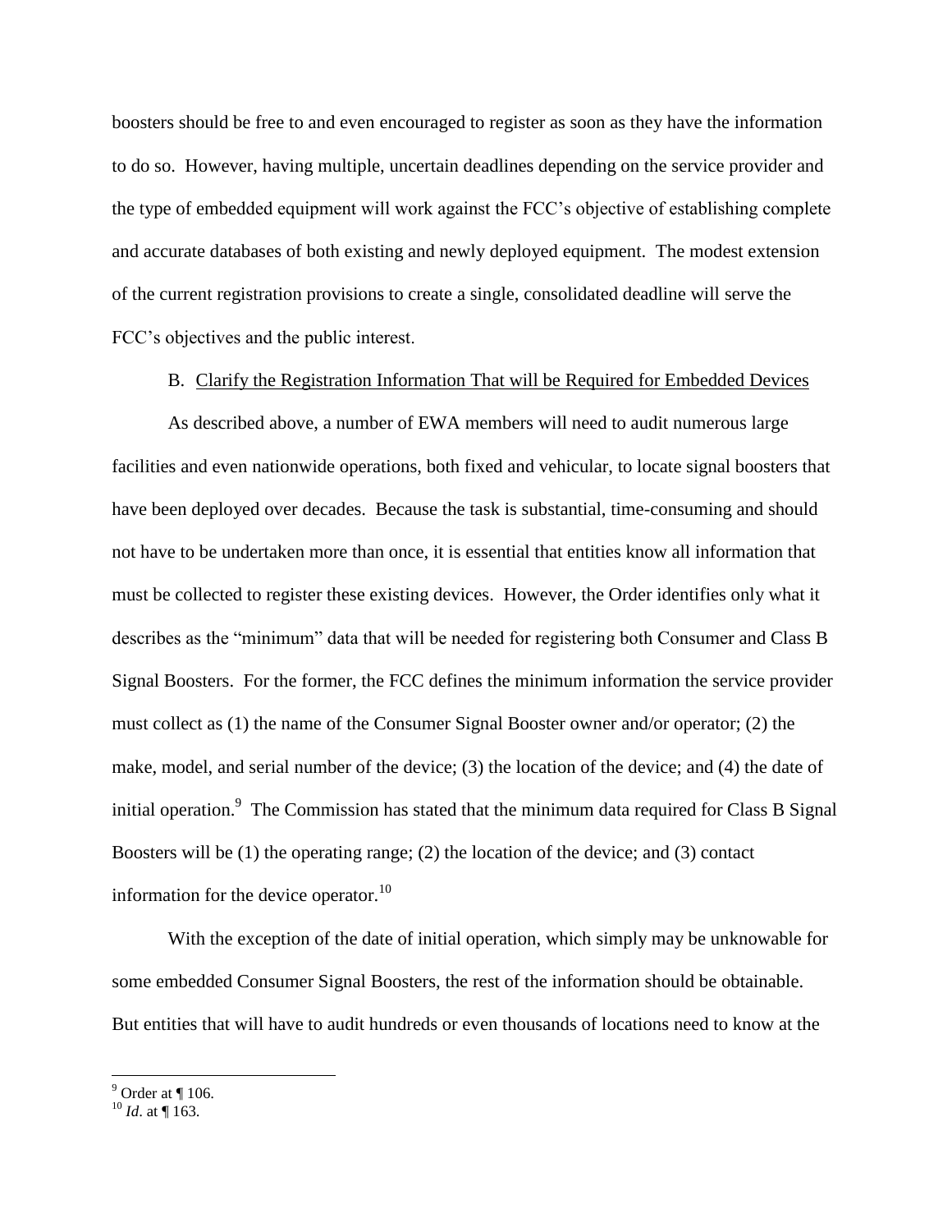boosters should be free to and even encouraged to register as soon as they have the information to do so. However, having multiple, uncertain deadlines depending on the service provider and the type of embedded equipment will work against the FCC's objective of establishing complete and accurate databases of both existing and newly deployed equipment. The modest extension of the current registration provisions to create a single, consolidated deadline will serve the FCC's objectives and the public interest.

B. Clarify the Registration Information That will be Required for Embedded Devices

As described above, a number of EWA members will need to audit numerous large facilities and even nationwide operations, both fixed and vehicular, to locate signal boosters that have been deployed over decades. Because the task is substantial, time-consuming and should not have to be undertaken more than once, it is essential that entities know all information that must be collected to register these existing devices. However, the Order identifies only what it describes as the "minimum" data that will be needed for registering both Consumer and Class B Signal Boosters. For the former, the FCC defines the minimum information the service provider must collect as (1) the name of the Consumer Signal Booster owner and/or operator; (2) the make, model, and serial number of the device; (3) the location of the device; and (4) the date of initial operation.[9] The Commission has stated that the minimum data required for Class B Signal Boosters will be (1) the operating range; (2) the location of the device; and (3) contact information for the device operator.[10]

With the exception of the date of initial operation, which simply may be unknowable for some embedded Consumer Signal Boosters, the rest of the information should be obtainable. But entities that will have to audit hundreds or even thousands of locations need to know at the

[9] Order at ¶ 106.
[10] *Id*. at ¶ 163.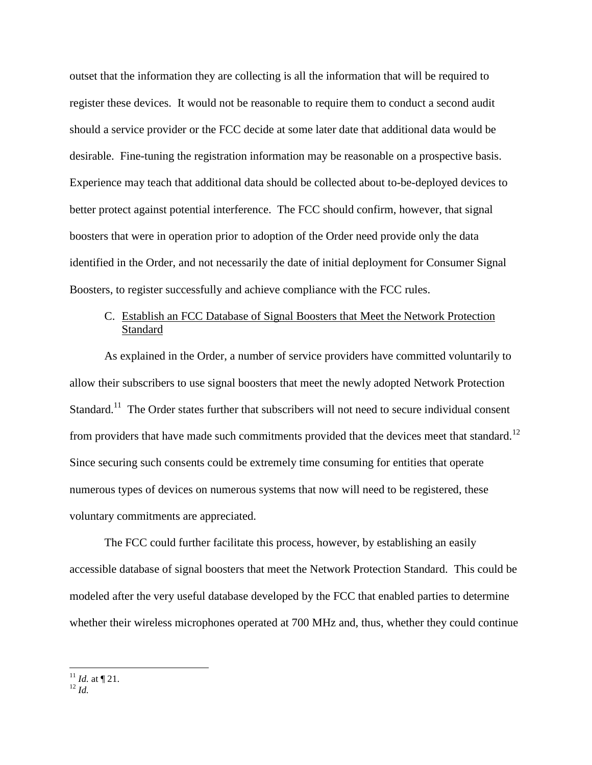outset that the information they are collecting is all the information that will be required to register these devices. It would not be reasonable to require them to conduct a second audit should a service provider or the FCC decide at some later date that additional data would be desirable. Fine-tuning the registration information may be reasonable on a prospective basis. Experience may teach that additional data should be collected about to-be-deployed devices to better protect against potential interference. The FCC should confirm, however, that signal boosters that were in operation prior to adoption of the Order need provide only the data identified in the Order, and not necessarily the date of initial deployment for Consumer Signal Boosters, to register successfully and achieve compliance with the FCC rules.

### C. Establish an FCC Database of Signal Boosters that Meet the Network Protection Standard

As explained in the Order, a number of service providers have committed voluntarily to allow their subscribers to use signal boosters that meet the newly adopted Network Protection Standard.[11] The Order states further that subscribers will not need to secure individual consent from providers that have made such commitments provided that the devices meet that standard.[12] Since securing such consents could be extremely time consuming for entities that operate numerous types of devices on numerous systems that now will need to be registered, these voluntary commitments are appreciated.

The FCC could further facilitate this process, however, by establishing an easily accessible database of signal boosters that meet the Network Protection Standard. This could be modeled after the very useful database developed by the FCC that enabled parties to determine whether their wireless microphones operated at 700 MHz and, thus, whether they could continue

---

[11] *Id.* at ¶ 21.

[12] *Id.*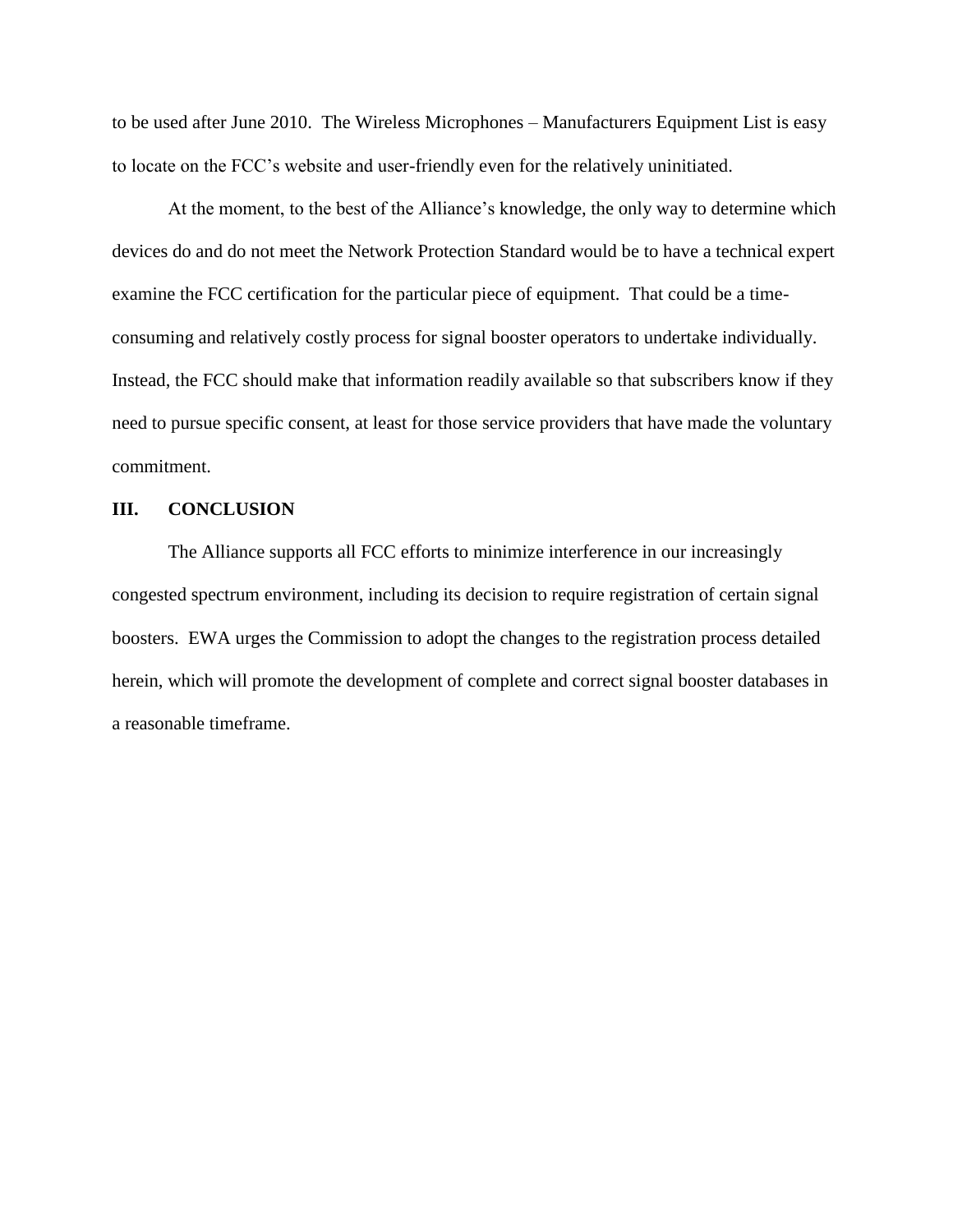to be used after June 2010. The Wireless Microphones – Manufacturers Equipment List is easy to locate on the FCC's website and user-friendly even for the relatively uninitiated.

At the moment, to the best of the Alliance's knowledge, the only way to determine which devices do and do not meet the Network Protection Standard would be to have a technical expert examine the FCC certification for the particular piece of equipment. That could be a time-consuming and relatively costly process for signal booster operators to undertake individually. Instead, the FCC should make that information readily available so that subscribers know if they need to pursue specific consent, at least for those service providers that have made the voluntary commitment.

## III. CONCLUSION

The Alliance supports all FCC efforts to minimize interference in our increasingly congested spectrum environment, including its decision to require registration of certain signal boosters. EWA urges the Commission to adopt the changes to the registration process detailed herein, which will promote the development of complete and correct signal booster databases in a reasonable timeframe.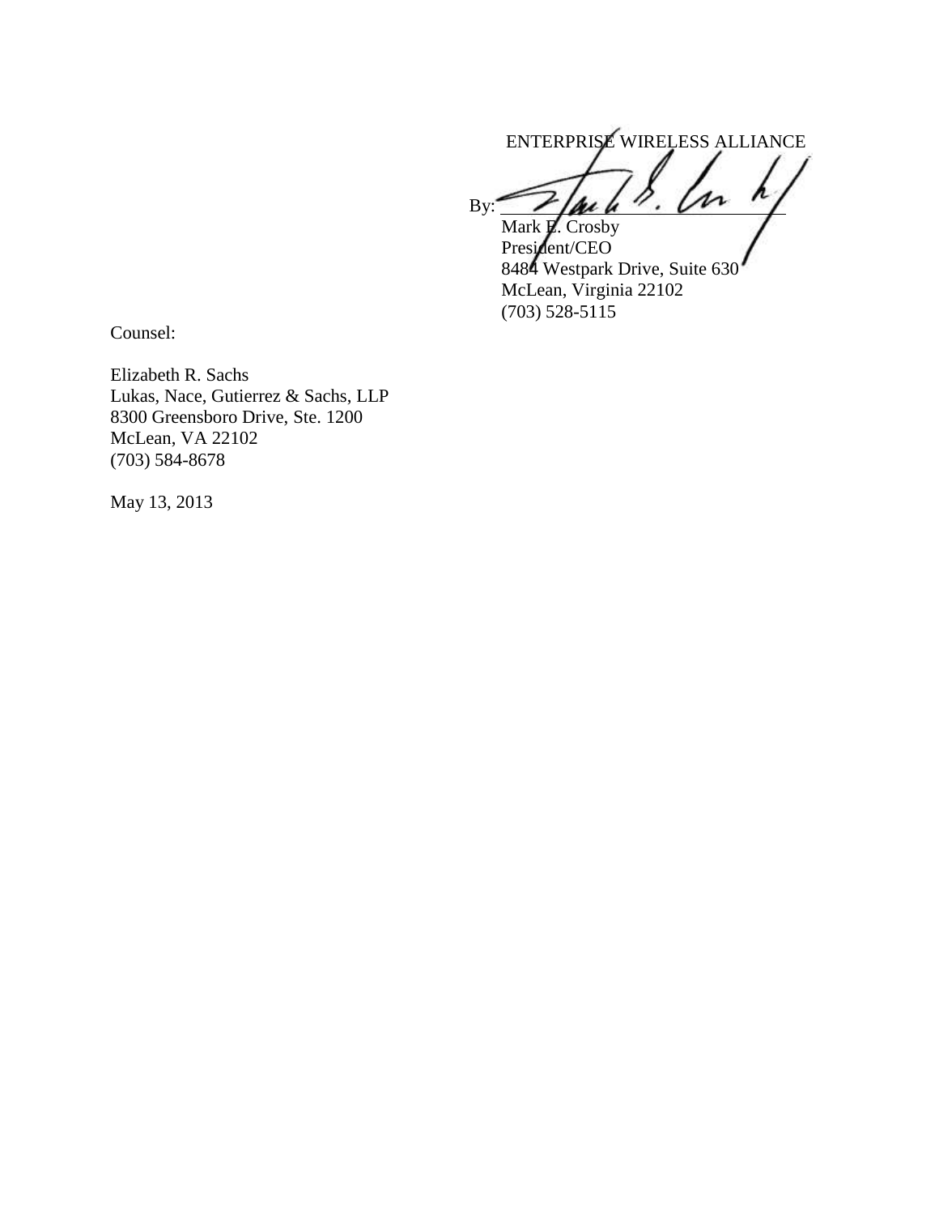ENTERPRISE WIRELESS ALLIANCE

By: ______________________________

Mark E. Crosby
President/CEO
8484 Westpark Drive, Suite 630
McLean, Virginia 22102
(703) 528-5115

Counsel:

Elizabeth R. Sachs
Lukas, Nace, Gutierrez & Sachs, LLP
8300 Greensboro Drive, Ste. 1200
McLean, VA 22102
(703) 584-8678

May 13, 2013